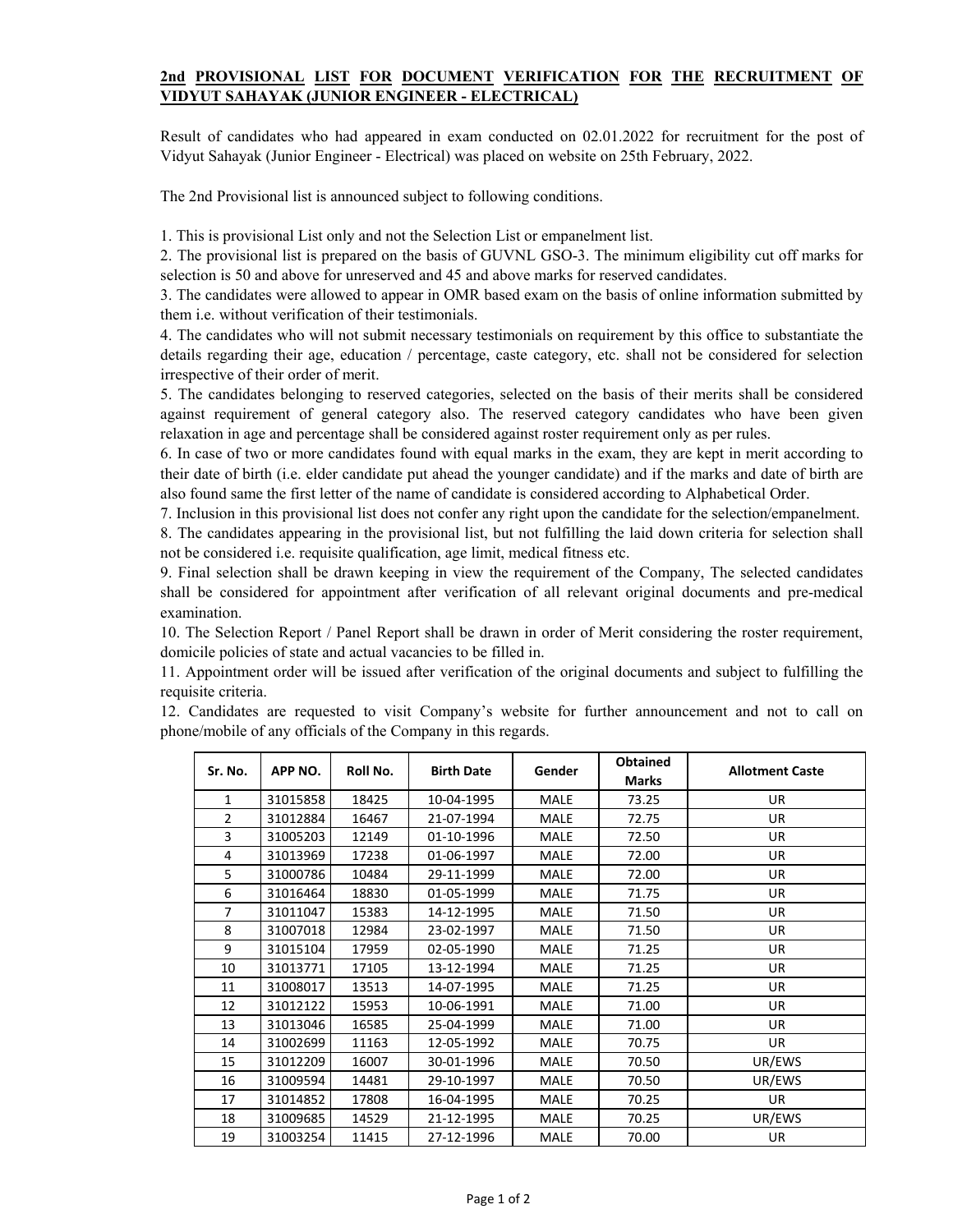**2nd PROVISIONAL LIST FOR DOCUMENT VERIFICATION FOR THE RECRUITMENT OF VIDYUT SAHAYAK (JUNIOR ENGINEER - ELECTRICAL)**

Result of candidates who had appeared in exam conducted on 02.01.2022 for recruitment for the post of Vidyut Sahayak (Junior Engineer - Electrical) was placed on website on 25th February, 2022.

The 2nd Provisional list is announced subject to following conditions.

1. This is provisional List only and not the Selection List or empanelment list.
2. The provisional list is prepared on the basis of GUVNL GSO-3. The minimum eligibility cut off marks for selection is 50 and above for unreserved and 45 and above marks for reserved candidates.
3. The candidates were allowed to appear in OMR based exam on the basis of online information submitted by them i.e. without verification of their testimonials.
4. The candidates who will not submit necessary testimonials on requirement by this office to substantiate the details regarding their age, education / percentage, caste category, etc. shall not be considered for selection irrespective of their order of merit.
5. The candidates belonging to reserved categories, selected on the basis of their merits shall be considered against requirement of general category also. The reserved category candidates who have been given relaxation in age and percentage shall be considered against roster requirement only as per rules.
6. In case of two or more candidates found with equal marks in the exam, they are kept in merit according to their date of birth (i.e. elder candidate put ahead the younger candidate) and if the marks and date of birth are also found same the first letter of the name of candidate is considered according to Alphabetical Order.
7. Inclusion in this provisional list does not confer any right upon the candidate for the selection/empanelment.
8. The candidates appearing in the provisional list, but not fulfilling the laid down criteria for selection shall not be considered i.e. requisite qualification, age limit, medical fitness etc.
9. Final selection shall be drawn keeping in view the requirement of the Company, The selected candidates shall be considered for appointment after verification of all relevant original documents and pre-medical examination.
10. The Selection Report / Panel Report shall be drawn in order of Merit considering the roster requirement, domicile policies of state and actual vacancies to be filled in.
11. Appointment order will be issued after verification of the original documents and subject to fulfilling the requisite criteria.
12. Candidates are requested to visit Company's website for further announcement and not to call on phone/mobile of any officials of the Company in this regards.

| Sr. No. | APP NO. | Roll No. | Birth Date | Gender | Obtained Marks | Allotment Caste |
|---|---|---|---|---|---|---|
| 1 | 31015858 | 18425 | 10-04-1995 | MALE | 73.25 | UR |
| 2 | 31012884 | 16467 | 21-07-1994 | MALE | 72.75 | UR |
| 3 | 31005203 | 12149 | 01-10-1996 | MALE | 72.50 | UR |
| 4 | 31013969 | 17238 | 01-06-1997 | MALE | 72.00 | UR |
| 5 | 31000786 | 10484 | 29-11-1999 | MALE | 72.00 | UR |
| 6 | 31016464 | 18830 | 01-05-1999 | MALE | 71.75 | UR |
| 7 | 31011047 | 15383 | 14-12-1995 | MALE | 71.50 | UR |
| 8 | 31007018 | 12984 | 23-02-1997 | MALE | 71.50 | UR |
| 9 | 31015104 | 17959 | 02-05-1990 | MALE | 71.25 | UR |
| 10 | 31013771 | 17105 | 13-12-1994 | MALE | 71.25 | UR |
| 11 | 31008017 | 13513 | 14-07-1995 | MALE | 71.25 | UR |
| 12 | 31012122 | 15953 | 10-06-1991 | MALE | 71.00 | UR |
| 13 | 31013046 | 16585 | 25-04-1999 | MALE | 71.00 | UR |
| 14 | 31002699 | 11163 | 12-05-1992 | MALE | 70.75 | UR |
| 15 | 31012209 | 16007 | 30-01-1996 | MALE | 70.50 | UR/EWS |
| 16 | 31009594 | 14481 | 29-10-1997 | MALE | 70.50 | UR/EWS |
| 17 | 31014852 | 17808 | 16-04-1995 | MALE | 70.25 | UR |
| 18 | 31009685 | 14529 | 21-12-1995 | MALE | 70.25 | UR/EWS |
| 19 | 31003254 | 11415 | 27-12-1996 | MALE | 70.00 | UR |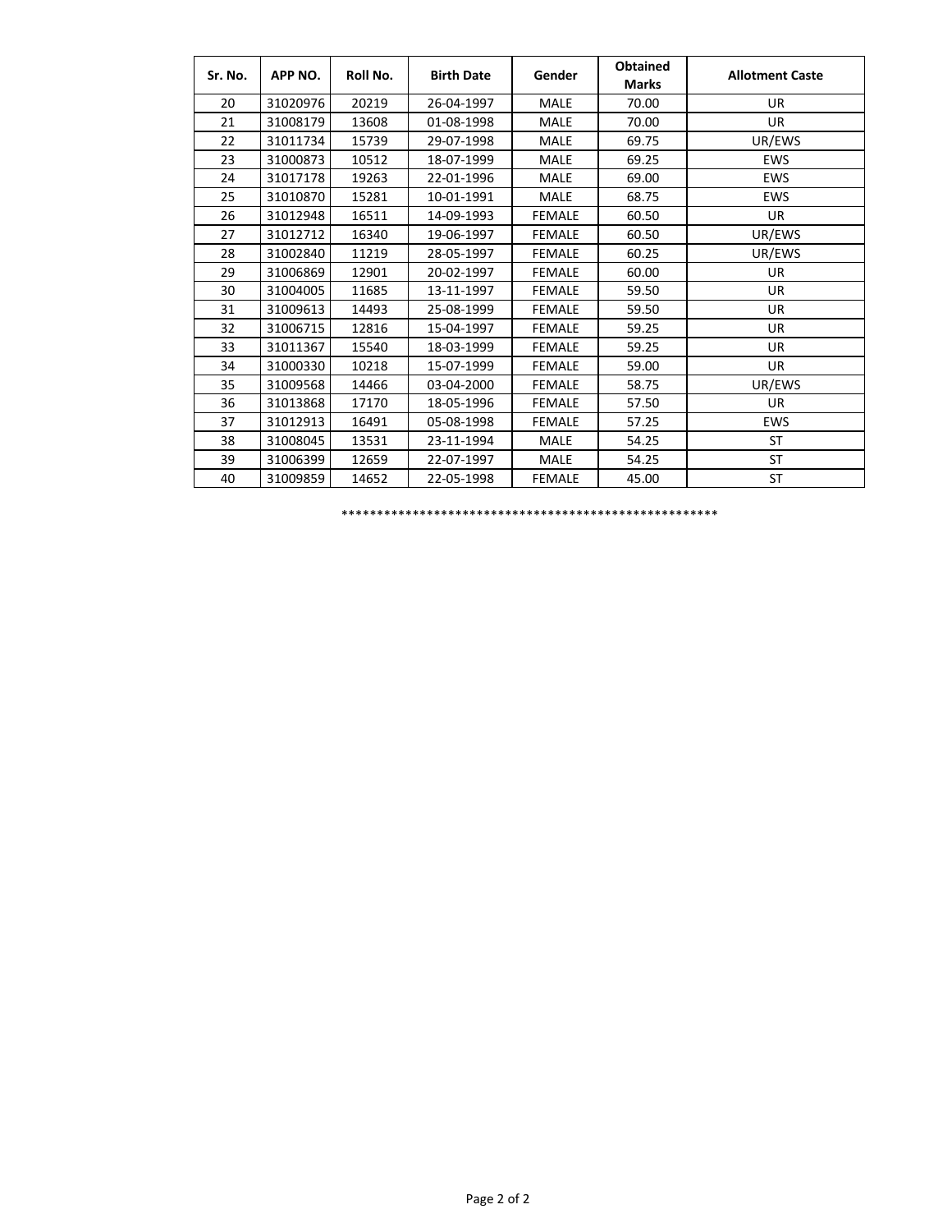| Sr. No. | APP NO. | Roll No. | Birth Date | Gender | Obtained Marks | Allotment Caste |
|---|---|---|---|---|---|---|
| 20 | 31020976 | 20219 | 26-04-1997 | MALE | 70.00 | UR |
| 21 | 31008179 | 13608 | 01-08-1998 | MALE | 70.00 | UR |
| 22 | 31011734 | 15739 | 29-07-1998 | MALE | 69.75 | UR/EWS |
| 23 | 31000873 | 10512 | 18-07-1999 | MALE | 69.25 | EWS |
| 24 | 31017178 | 19263 | 22-01-1996 | MALE | 69.00 | EWS |
| 25 | 31010870 | 15281 | 10-01-1991 | MALE | 68.75 | EWS |
| 26 | 31012948 | 16511 | 14-09-1993 | FEMALE | 60.50 | UR |
| 27 | 31012712 | 16340 | 19-06-1997 | FEMALE | 60.50 | UR/EWS |
| 28 | 31002840 | 11219 | 28-05-1997 | FEMALE | 60.25 | UR/EWS |
| 29 | 31006869 | 12901 | 20-02-1997 | FEMALE | 60.00 | UR |
| 30 | 31004005 | 11685 | 13-11-1997 | FEMALE | 59.50 | UR |
| 31 | 31009613 | 14493 | 25-08-1999 | FEMALE | 59.50 | UR |
| 32 | 31006715 | 12816 | 15-04-1997 | FEMALE | 59.25 | UR |
| 33 | 31011367 | 15540 | 18-03-1999 | FEMALE | 59.25 | UR |
| 34 | 31000330 | 10218 | 15-07-1999 | FEMALE | 59.00 | UR |
| 35 | 31009568 | 14466 | 03-04-2000 | FEMALE | 58.75 | UR/EWS |
| 36 | 31013868 | 17170 | 18-05-1996 | FEMALE | 57.50 | UR |
| 37 | 31012913 | 16491 | 05-08-1998 | FEMALE | 57.25 | EWS |
| 38 | 31008045 | 13531 | 23-11-1994 | MALE | 54.25 | ST |
| 39 | 31006399 | 12659 | 22-07-1997 | MALE | 54.25 | ST |
| 40 | 31009859 | 14652 | 22-05-1998 | FEMALE | 45.00 | ST |

*****************************************************